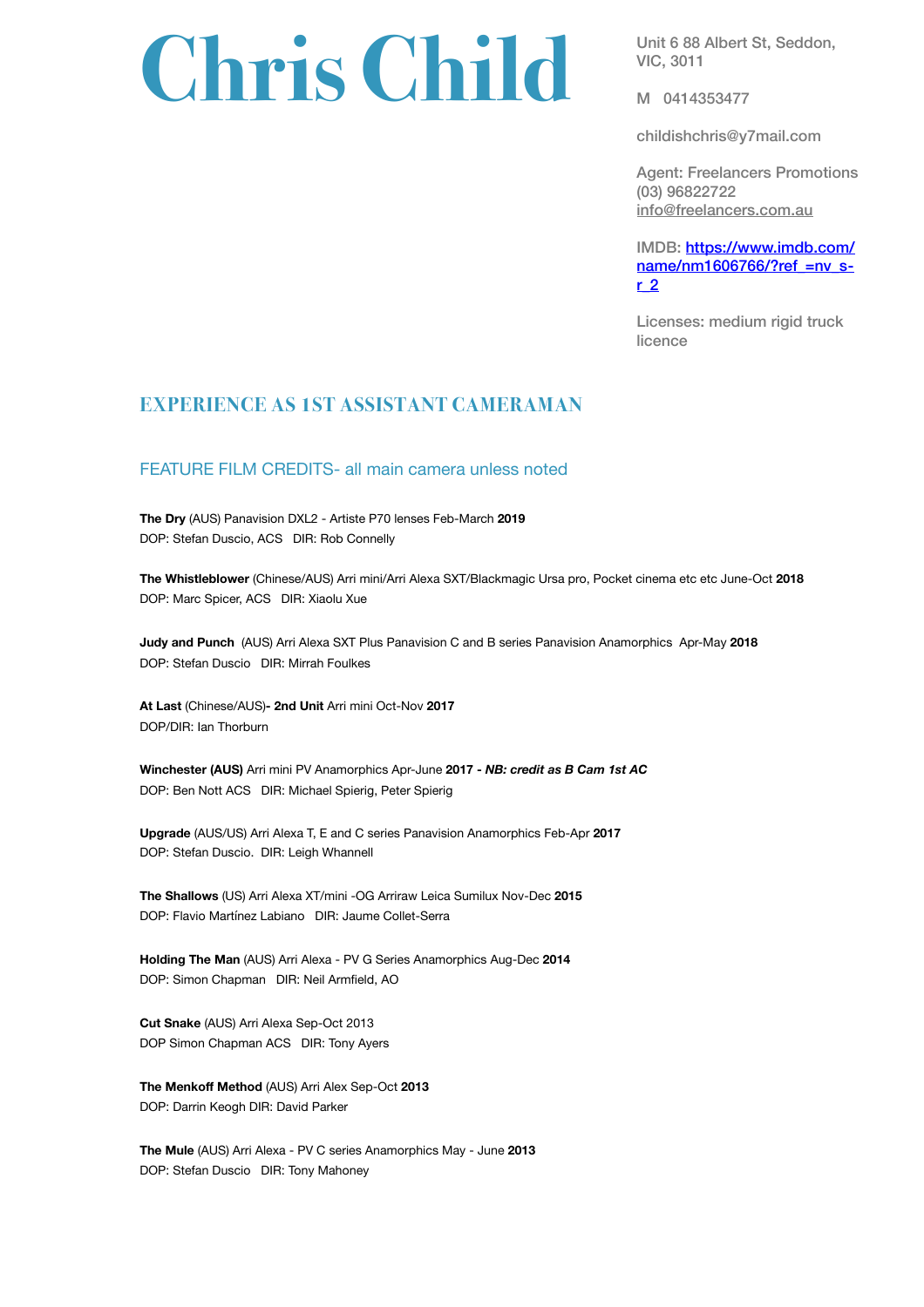# Chris Child

Unit 6 88 Albert St, Seddon, VIC, 3011

M 0414353477

childishchris@y7mail.com

Agent: Freelancers Promotions
(03) 96822722
info@freelancers.com.au

IMDB: https://www.imdb.com/name/nm1606766/?ref_=nv_sr_2

Licenses: medium rigid truck licence

## EXPERIENCE AS 1ST ASSISTANT CAMERAMAN

### FEATURE FILM CREDITS- all main camera unless noted

**The Dry** (AUS) Panavision DXL2 - Artiste P70 lenses Feb-March **2019**
DOP: Stefan Duscio, ACS DIR: Rob Connelly

**The Whistleblower** (Chinese/AUS) Arri mini/Arri Alexa SXT/Blackmagic Ursa pro, Pocket cinema etc etc June-Oct **2018**
DOP: Marc Spicer, ACS DIR: Xiaolu Xue

**Judy and Punch** (AUS) Arri Alexa SXT Plus Panavision C and B series Panavision Anamorphics Apr-May **2018**
DOP: Stefan Duscio DIR: Mirrah Foulkes

**At Last** (Chinese/AUS)**- 2nd Unit** Arri mini Oct-Nov **2017**
DOP/DIR: Ian Thorburn

**Winchester (AUS)** Arri mini PV Anamorphics Apr-June **2017** ***- NB: credit as B Cam 1st AC***
DOP: Ben Nott ACS DIR: Michael Spierig, Peter Spierig

**Upgrade** (AUS/US) Arri Alexa T, E and C series Panavision Anamorphics Feb-Apr **2017**
DOP: Stefan Duscio. DIR: Leigh Whannell

**The Shallows** (US) Arri Alexa XT/mini -OG Arriraw Leica Sumilux Nov-Dec **2015**
DOP: Flavio Martínez Labiano DIR: Jaume Collet-Serra

**Holding The Man** (AUS) Arri Alexa - PV G Series Anamorphics Aug-Dec **2014**
DOP: Simon Chapman DIR: Neil Armfield, AO

**Cut Snake** (AUS) Arri Alexa Sep-Oct 2013
DOP Simon Chapman ACS DIR: Tony Ayers

**The Menkoff Method** (AUS) Arri Alex Sep-Oct **2013**
DOP: Darrin Keogh DIR: David Parker

**The Mule** (AUS) Arri Alexa - PV C series Anamorphics May - June **2013**
DOP: Stefan Duscio DIR: Tony Mahoney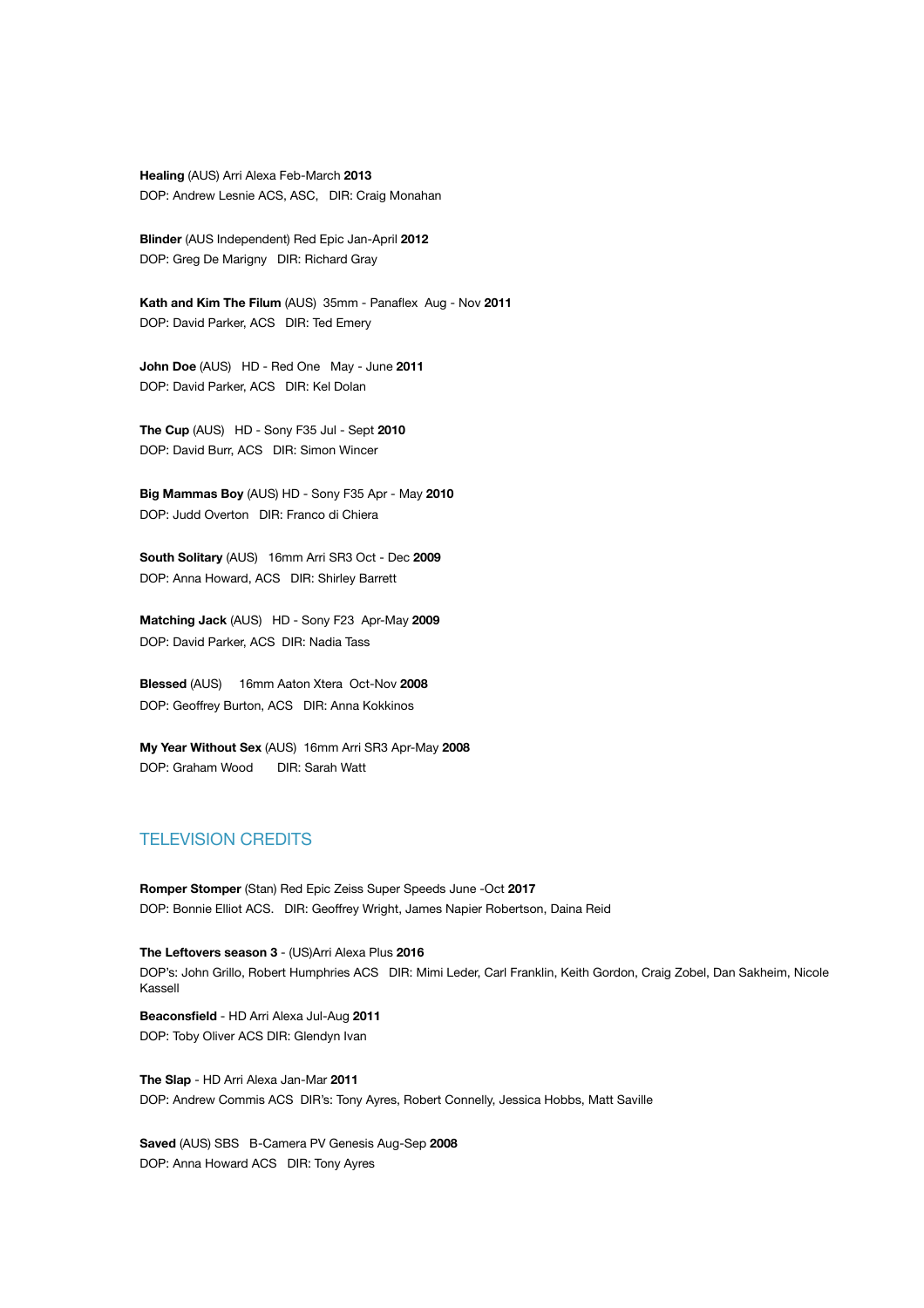**Healing** (AUS) Arri Alexa Feb-March **2013**
DOP: Andrew Lesnie ACS, ASC,   DIR: Craig Monahan

**Blinder** (AUS Independent) Red Epic Jan-April **2012**
DOP: Greg De Marigny   DIR: Richard Gray

**Kath and Kim The Filum** (AUS)  35mm - Panaflex  Aug - Nov **2011**
DOP: David Parker, ACS   DIR: Ted Emery

**John Doe** (AUS)   HD - Red One   May - June **2011**
DOP: David Parker, ACS   DIR: Kel Dolan

**The Cup** (AUS)   HD - Sony F35 Jul - Sept **2010**
DOP: David Burr, ACS   DIR: Simon Wincer

**Big Mammas Boy** (AUS) HD - Sony F35 Apr - May **2010**
DOP: Judd Overton   DIR: Franco di Chiera

**South Solitary** (AUS)   16mm Arri SR3 Oct - Dec **2009**
DOP: Anna Howard, ACS   DIR: Shirley Barrett

**Matching Jack** (AUS)   HD - Sony F23  Apr-May **2009**
DOP: David Parker, ACS  DIR: Nadia Tass

**Blessed** (AUS)     16mm Aaton Xtera  Oct-Nov **2008**
DOP: Geoffrey Burton, ACS   DIR: Anna Kokkinos

**My Year Without Sex** (AUS)  16mm Arri SR3 Apr-May **2008**
DOP: Graham Wood      DIR: Sarah Watt

## TELEVISION CREDITS

**Romper Stomper** (Stan) Red Epic Zeiss Super Speeds June -Oct **2017**
DOP: Bonnie Elliot ACS.   DIR: Geoffrey Wright, James Napier Robertson, Daina Reid

**The Leftovers season 3** - (US)Arri Alexa Plus **2016**
DOP's: John Grillo, Robert Humphries ACS   DIR: Mimi Leder, Carl Franklin, Keith Gordon, Craig Zobel, Dan Sakheim, Nicole Kassell

**Beaconsfield** - HD Arri Alexa Jul-Aug **2011**
DOP: Toby Oliver ACS DIR: Glendyn Ivan

**The Slap** - HD Arri Alexa Jan-Mar **2011**
DOP: Andrew Commis ACS  DIR's: Tony Ayres, Robert Connelly, Jessica Hobbs, Matt Saville

**Saved** (AUS) SBS   B-Camera PV Genesis Aug-Sep **2008**
DOP: Anna Howard ACS   DIR: Tony Ayres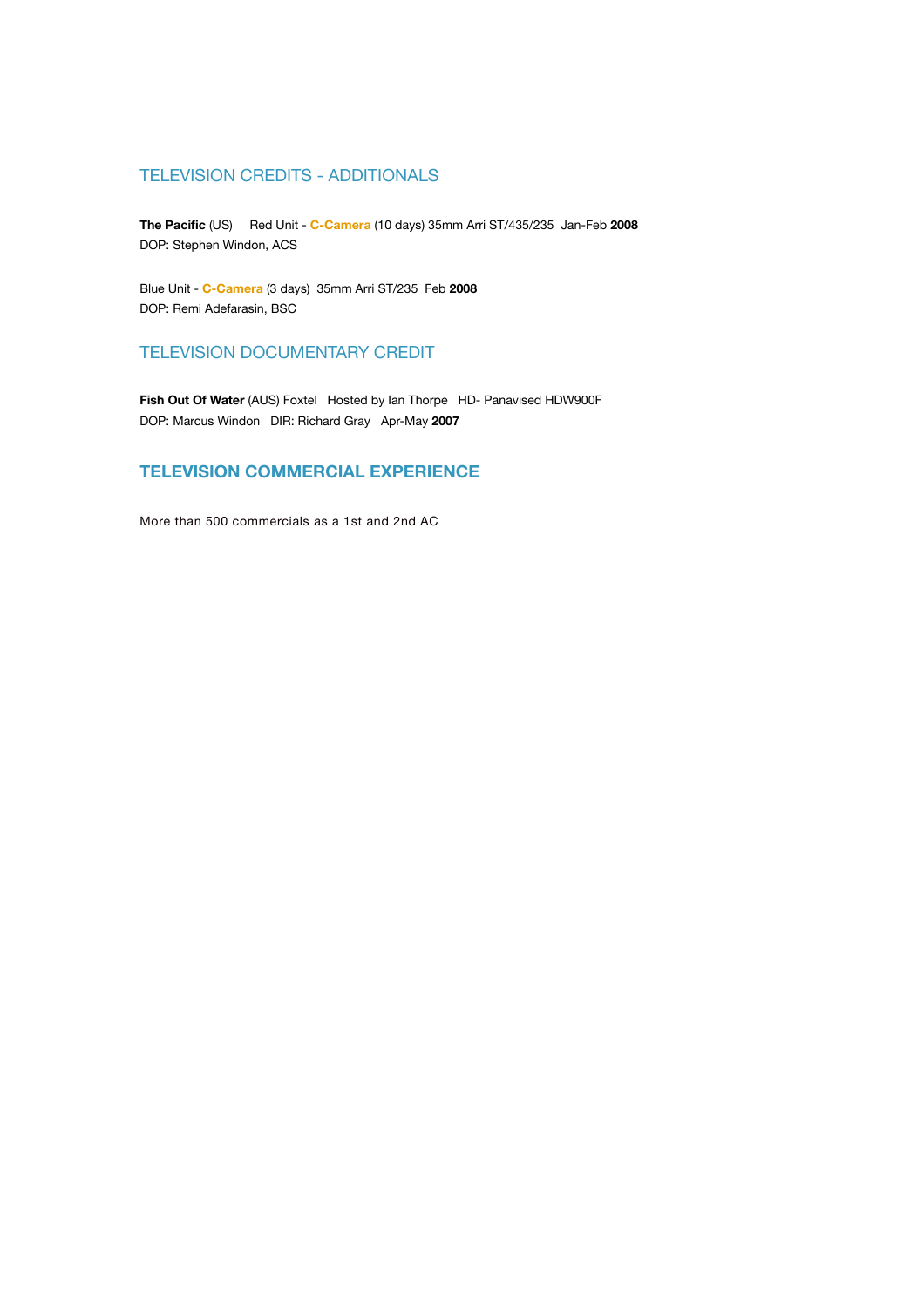## TELEVISION CREDITS - ADDITIONALS

**The Pacific** (US)     Red Unit - **C-Camera** (10 days) 35mm Arri ST/435/235  Jan-Feb **2008**
DOP: Stephen Windon, ACS

Blue Unit - **C-Camera** (3 days)  35mm Arri ST/235  Feb **2008**
DOP: Remi Adefarasin, BSC

## TELEVISION DOCUMENTARY CREDIT

**Fish Out Of Water** (AUS) Foxtel   Hosted by Ian Thorpe   HD- Panavised HDW900F
DOP: Marcus Windon   DIR: Richard Gray   Apr-May **2007**

## TELEVISION COMMERCIAL EXPERIENCE

More than 500 commercials as a 1st and 2nd AC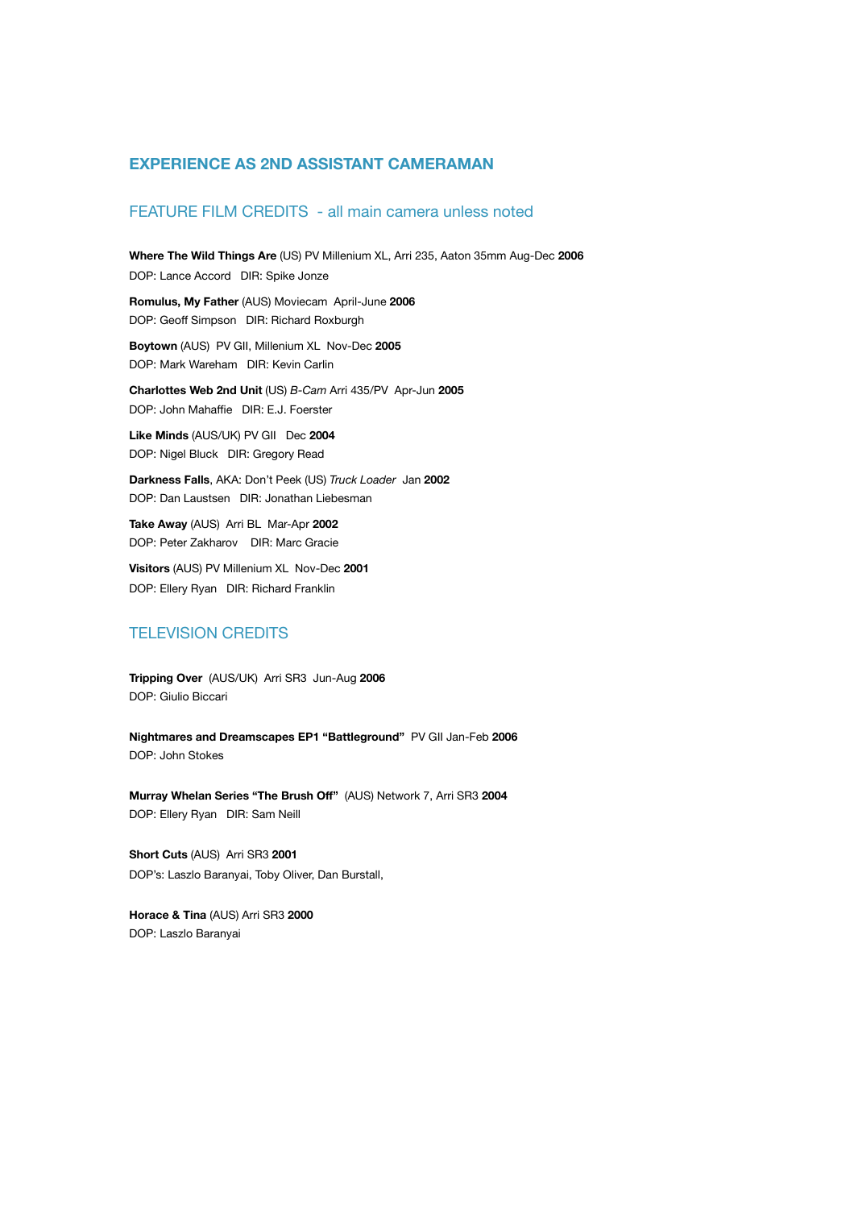## EXPERIENCE AS 2ND ASSISTANT CAMERAMAN

### FEATURE FILM CREDITS - all main camera unless noted

**Where The Wild Things Are** (US) PV Millenium XL, Arri 235, Aaton 35mm Aug-Dec **2006**
DOP: Lance Accord DIR: Spike Jonze

**Romulus, My Father** (AUS) Moviecam April-June **2006**
DOP: Geoff Simpson DIR: Richard Roxburgh

**Boytown** (AUS) PV GII, Millenium XL Nov-Dec **2005**
DOP: Mark Wareham DIR: Kevin Carlin

**Charlottes Web 2nd Unit** (US) *B-Cam* Arri 435/PV Apr-Jun **2005**
DOP: John Mahaffie DIR: E.J. Foerster

**Like Minds** (AUS/UK) PV GII Dec **2004**
DOP: Nigel Bluck DIR: Gregory Read

**Darkness Falls**, AKA: Don't Peek (US) *Truck Loader* Jan **2002**
DOP: Dan Laustsen DIR: Jonathan Liebesman

**Take Away** (AUS) Arri BL Mar-Apr **2002**
DOP: Peter Zakharov DIR: Marc Gracie

**Visitors** (AUS) PV Millenium XL Nov-Dec **2001**
DOP: Ellery Ryan DIR: Richard Franklin

### TELEVISION CREDITS

**Tripping Over** (AUS/UK) Arri SR3 Jun-Aug **2006**
DOP: Giulio Biccari

**Nightmares and Dreamscapes EP1 "Battleground"** PV GII Jan-Feb **2006**
DOP: John Stokes

**Murray Whelan Series "The Brush Off"** (AUS) Network 7, Arri SR3 **2004**
DOP: Ellery Ryan DIR: Sam Neill

**Short Cuts** (AUS) Arri SR3 **2001**
DOP's: Laszlo Baranyai, Toby Oliver, Dan Burstall,

**Horace & Tina** (AUS) Arri SR3 **2000**
DOP: Laszlo Baranyai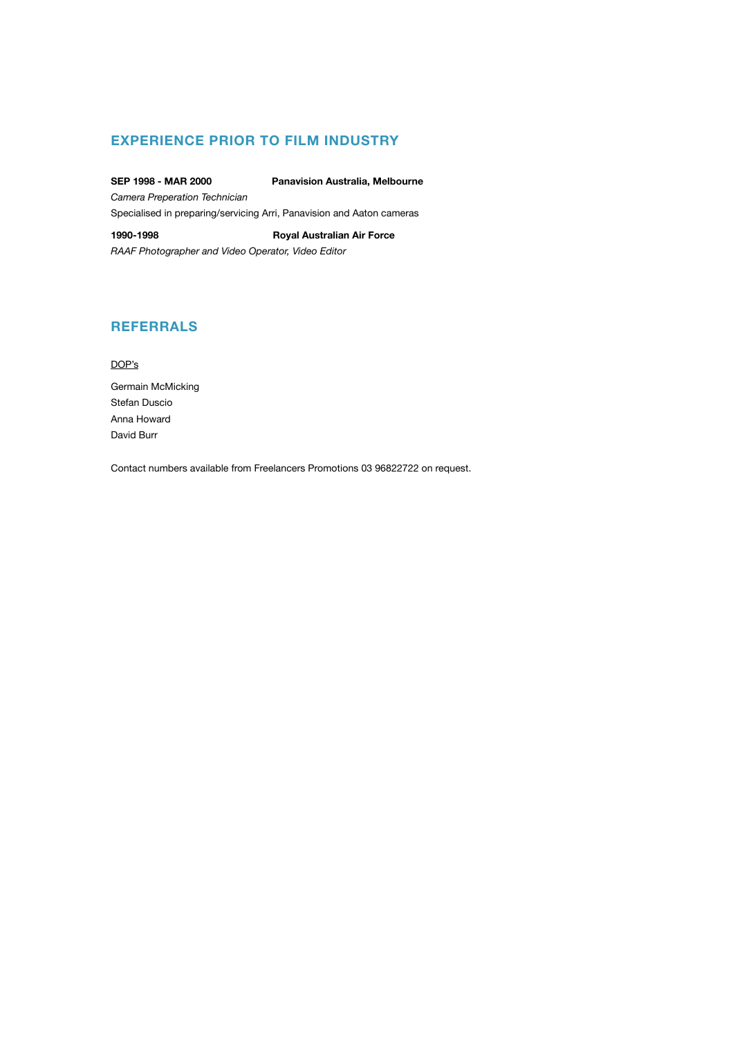## EXPERIENCE PRIOR TO FILM INDUSTRY

**SEP 1998 - MAR 2000** **Panavision Australia, Melbourne**

*Camera Preperation Technician*

Specialised in preparing/servicing Arri, Panavision and Aaton cameras

**1990-1998** **Royal Australian Air Force**

*RAAF Photographer and Video Operator, Video Editor*

## REFERRALS

<u>DOP's</u>

Germain McMicking
Stefan Duscio
Anna Howard
David Burr

Contact numbers available from Freelancers Promotions 03 96822722 on request.